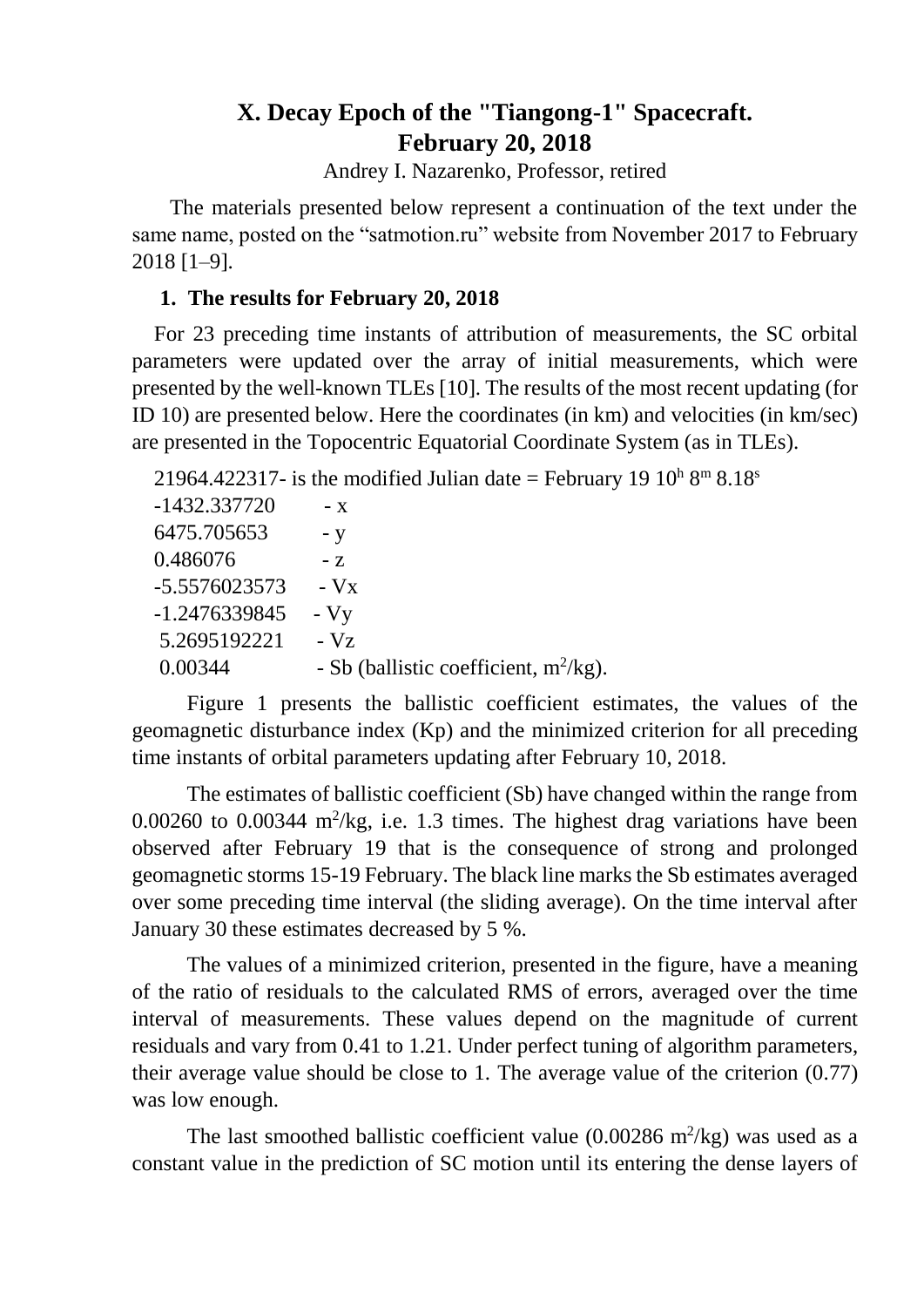# X. Decay Epoch of the "Tiangong-1" Spacecraft. February 20, 2018

Andrey I. Nazarenko, Professor, retired

The materials presented below represent a continuation of the text under the same name, posted on the “satmotion.ru” website from November 2017 to February 2018 [1–9].

## 1. The results for February 20, 2018

For 23 preceding time instants of attribution of measurements, the SC orbital parameters were updated over the array of initial measurements, which were presented by the well-known TLEs [10]. The results of the most recent updating (for ID 10) are presented below. Here the coordinates (in km) and velocities (in km/sec) are presented in the Topocentric Equatorial Coordinate System (as in TLEs).

21964.422317- is the modified Julian date = February 19 $10^h$ $8^m$ $8.18^s$

-1432.337720 - x

6475.705653 - y

0.486076 - z

-5.5576023573 - Vx

-1.2476339845 - Vy

5.2695192221 - Vz

0.00344 - Sb (ballistic coefficient, $m^2/kg$).

Figure 1 presents the ballistic coefficient estimates, the values of the geomagnetic disturbance index (Kp) and the minimized criterion for all preceding time instants of orbital parameters updating after February 10, 2018.

The estimates of ballistic coefficient (Sb) have changed within the range from 0.00260 to 0.00344 $m^2/kg$, i.e. 1.3 times. The highest drag variations have been observed after February 19 that is the consequence of strong and prolonged geomagnetic storms 15-19 February. The black line marks the Sb estimates averaged over some preceding time interval (the sliding average). On the time interval after January 30 these estimates decreased by 5 %.

The values of a minimized criterion, presented in the figure, have a meaning of the ratio of residuals to the calculated RMS of errors, averaged over the time interval of measurements. These values depend on the magnitude of current residuals and vary from 0.41 to 1.21. Under perfect tuning of algorithm parameters, their average value should be close to 1. The average value of the criterion (0.77) was low enough.

The last smoothed ballistic coefficient value (0.00286 $m^2/kg$) was used as a constant value in the prediction of SC motion until its entering the dense layers of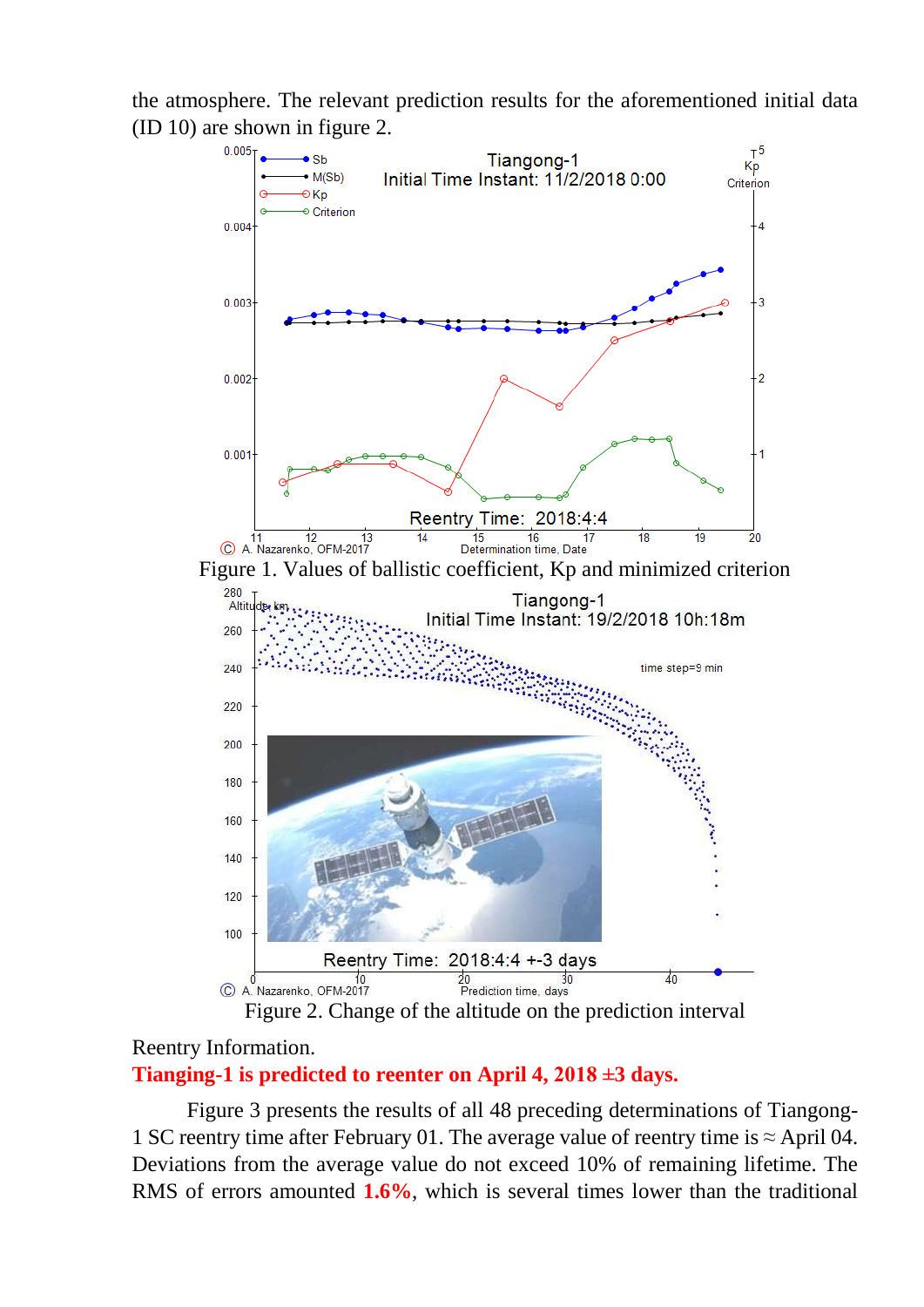the atmosphere. The relevant prediction results for the aforementioned initial data (ID 10) are shown in figure 2.

Figure 1. Values of ballistic coefficient, Kp and minimized criterion

Figure 2. Change of the altitude on the prediction interval

Reentry Information.

**Tianging-1 is predicted to reenter on April 4, 2018 ±3 days.**

Figure 3 presents the results of all 48 preceding determinations of Tiangong-1 SC reentry time after February 01. The average value of reentry time is ≈ April 04. Deviations from the average value do not exceed 10% of remaining lifetime. The RMS of errors amounted **1.6%**, which is several times lower than the traditional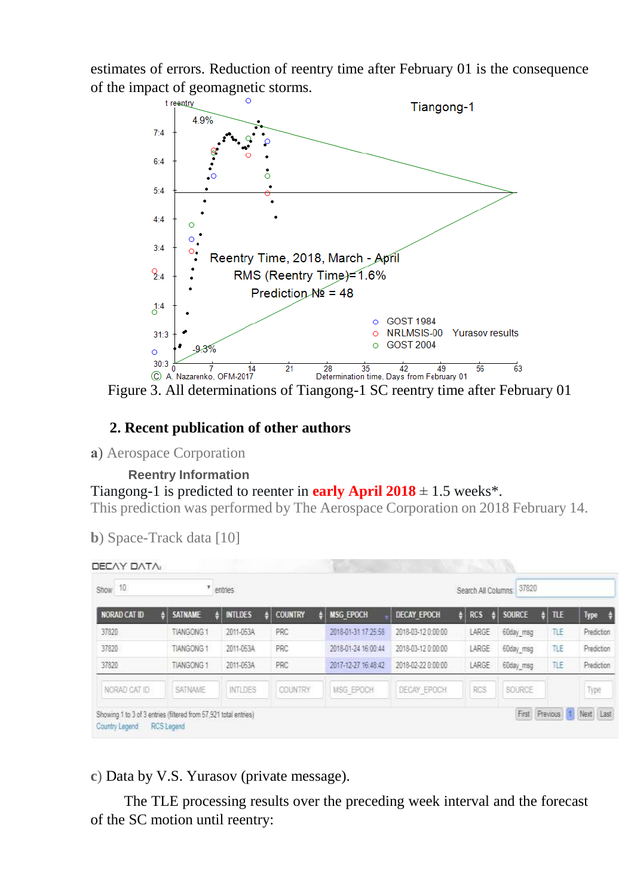estimates of errors. Reduction of reentry time after February 01 is the consequence of the impact of geomagnetic storms.

Figure 3. All determinations of Tiangong-1 SC reentry time after February 01

## 2. Recent publication of other authors

**a)** Aerospace Corporation

**Reentry Information**

Tiangong-1 is predicted to reenter in **early April 2018** ± 1.5 weeks*.
This prediction was performed by The Aerospace Corporation on 2018 February 14.

**b)** Space-Track data [10]

DECAY DATA:

Show 10 entries — Search All Columns: 37820

| NORAD CAT ID | SATNAME | INTLDES | COUNTRY | MSG_EPOCH | DECAY_EPOCH | RCS | SOURCE | TLE | Type |
|---|---|---|---|---|---|---|---|---|---|
| 37820 | TIANGONG 1 | 2011-053A | PRC | 2018-01-31 17:25:58 | 2018-03-12 0:00:00 | LARGE | 60day_msg | TLE | Prediction |
| 37820 | TIANGONG 1 | 2011-053A | PRC | 2018-01-24 16:00:44 | 2018-03-12 0:00:00 | LARGE | 60day_msg | TLE | Prediction |
| 37820 | TIANGONG 1 | 2011-053A | PRC | 2017-12-27 16:48:42 | 2018-02-22 0:00:00 | LARGE | 60day_msg | TLE | Prediction |

Showing 1 to 3 of 3 entries (filtered from 57,921 total entries)

Country Legend RCS Legend

c) Data by V.S. Yurasov (private message).

The TLE processing results over the preceding week interval and the forecast of the SC motion until reentry: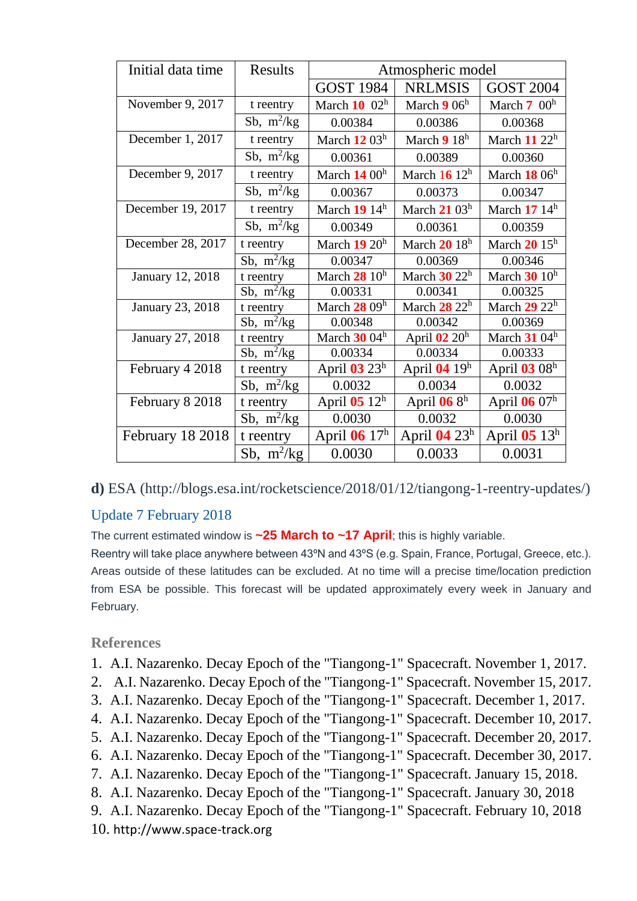| Initial data time | Results | Atmospheric model | | |
|---|---|---|---|---|
| | | GOST 1984 | NRLMSIS | GOST 2004 |
| November 9, 2017 | t reentry | March **10** $02^h$ | March **9** $06^h$ | March **7** $00^h$ |
| | Sb, $m^2/kg$ | 0.00384 | 0.00386 | 0.00368 |
| December 1, 2017 | t reentry | March **12** $03^h$ | March **9** $18^h$ | March **11** $22^h$ |
| | Sb, $m^2/kg$ | 0.00361 | 0.00389 | 0.00360 |
| December 9, 2017 | t reentry | March **14** $00^h$ | March **16** $12^h$ | March **18** $06^h$ |
| | Sb, $m^2/kg$ | 0.00367 | 0.00373 | 0.00347 |
| December 19, 2017 | t reentry | March **19** $14^h$ | March **21** $03^h$ | March **17** $14^h$ |
| | Sb, $m^2/kg$ | 0.00349 | 0.00361 | 0.00359 |
| December 28, 2017 | t reentry | March **19** $20^h$ | March **20** $18^h$ | March **20** $15^h$ |
| | Sb, $m^2/kg$ | 0.00347 | 0.00369 | 0.00346 |
| January 12, 2018 | t reentry | March **28** $10^h$ | March **30** $22^h$ | March **30** $10^h$ |
| | Sb, $m^2/kg$ | 0.00331 | 0.00341 | 0.00325 |
| January 23, 2018 | t reentry | March **28** $09^h$ | March **28** $22^h$ | March **29** $22^h$ |
| | Sb, $m^2/kg$ | 0.00348 | 0.00342 | 0.00369 |
| January 27, 2018 | t reentry | March **30** $04^h$ | April **02** $20^h$ | March **31** $04^h$ |
| | Sb, $m^2/kg$ | 0.00334 | 0.00334 | 0.00333 |
| February 4 2018 | t reentry | April **03** $23^h$ | April **04** $19^h$ | April **03** $08^h$ |
| | Sb, $m^2/kg$ | 0.0032 | 0.0034 | 0.0032 |
| February 8 2018 | t reentry | April **05** $12^h$ | April **06** $8^h$ | April **06** $07^h$ |
| | Sb, $m^2/kg$ | 0.0030 | 0.0032 | 0.0030 |
| February 18 2018 | t reentry | April **06** $17^h$ | April **04** $23^h$ | April **05** $13^h$ |
| | Sb, $m^2/kg$ | 0.0030 | 0.0033 | 0.0031 |

**d)** ESA (http://blogs.esa.int/rocketscience/2018/01/12/tiangong-1-reentry-updates/)

Update 7 February 2018

The current estimated window is **~25 March to ~17 April**; this is highly variable.

Reentry will take place anywhere between 43ºN and 43ºS (e.g. Spain, France, Portugal, Greece, etc.). Areas outside of these latitudes can be excluded. At no time will a precise time/location prediction from ESA be possible. This forecast will be updated approximately every week in January and February.

## References

1. A.I. Nazarenko. Decay Epoch of the "Tiangong-1" Spacecraft. November 1, 2017.
2. A.I. Nazarenko. Decay Epoch of the "Tiangong-1" Spacecraft. November 15, 2017.
3. A.I. Nazarenko. Decay Epoch of the "Tiangong-1" Spacecraft. December 1, 2017.
4. A.I. Nazarenko. Decay Epoch of the "Tiangong-1" Spacecraft. December 10, 2017.
5. A.I. Nazarenko. Decay Epoch of the "Tiangong-1" Spacecraft. December 20, 2017.
6. A.I. Nazarenko. Decay Epoch of the "Tiangong-1" Spacecraft. December 30, 2017.
7. A.I. Nazarenko. Decay Epoch of the "Tiangong-1" Spacecraft. January 15, 2018.
8. A.I. Nazarenko. Decay Epoch of the "Tiangong-1" Spacecraft. January 30, 2018
9. A.I. Nazarenko. Decay Epoch of the "Tiangong-1" Spacecraft. February 10, 2018
10. http://www.space-track.org